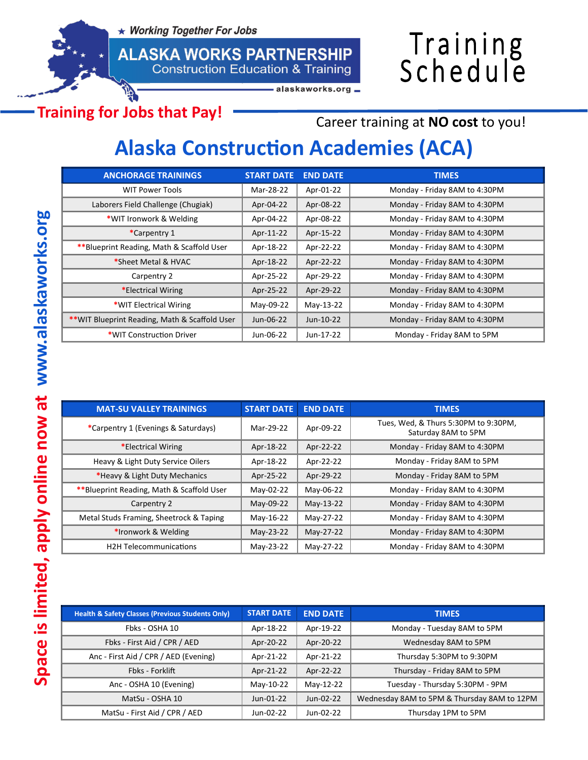★ Working Together For Jobs

**ALASKA WORKS PARTNERSHIP**
Construction Education & Training
alaskaworks.org

# Training Schedule

**Training for Jobs that Pay!**

Career training at **NO cost** to you!

## Alaska Construction Academies (ACA)

| ANCHORAGE TRAININGS | START DATE | END DATE | TIMES |
|---|---|---|---|
| WIT Power Tools | Mar-28-22 | Apr-01-22 | Monday - Friday 8AM to 4:30PM |
| Laborers Field Challenge (Chugiak) | Apr-04-22 | Apr-08-22 | Monday - Friday 8AM to 4:30PM |
| *WIT Ironwork & Welding | Apr-04-22 | Apr-08-22 | Monday - Friday 8AM to 4:30PM |
| *Carpentry 1 | Apr-11-22 | Apr-15-22 | Monday - Friday 8AM to 4:30PM |
| **Blueprint Reading, Math & Scaffold User | Apr-18-22 | Apr-22-22 | Monday - Friday 8AM to 4:30PM |
| *Sheet Metal & HVAC | Apr-18-22 | Apr-22-22 | Monday - Friday 8AM to 4:30PM |
| Carpentry 2 | Apr-25-22 | Apr-29-22 | Monday - Friday 8AM to 4:30PM |
| *Electrical Wiring | Apr-25-22 | Apr-29-22 | Monday - Friday 8AM to 4:30PM |
| *WIT Electrical Wiring | May-09-22 | May-13-22 | Monday - Friday 8AM to 4:30PM |
| **WIT Blueprint Reading, Math & Scaffold User | Jun-06-22 | Jun-10-22 | Monday - Friday 8AM to 4:30PM |
| *WIT Construction Driver | Jun-06-22 | Jun-17-22 | Monday - Friday 8AM to 5PM |

| MAT-SU VALLEY TRAININGS | START DATE | END DATE | TIMES |
|---|---|---|---|
| *Carpentry 1 (Evenings & Saturdays) | Mar-29-22 | Apr-09-22 | Tues, Wed, & Thurs 5:30PM to 9:30PM, Saturday 8AM to 5PM |
| *Electrical Wiring | Apr-18-22 | Apr-22-22 | Monday - Friday 8AM to 4:30PM |
| Heavy & Light Duty Service Oilers | Apr-18-22 | Apr-22-22 | Monday - Friday 8AM to 5PM |
| *Heavy & Light Duty Mechanics | Apr-25-22 | Apr-29-22 | Monday - Friday 8AM to 5PM |
| **Blueprint Reading, Math & Scaffold User | May-02-22 | May-06-22 | Monday - Friday 8AM to 4:30PM |
| Carpentry 2 | May-09-22 | May-13-22 | Monday - Friday 8AM to 4:30PM |
| Metal Studs Framing, Sheetrock & Taping | May-16-22 | May-27-22 | Monday - Friday 8AM to 4:30PM |
| *Ironwork & Welding | May-23-22 | May-27-22 | Monday - Friday 8AM to 4:30PM |
| H2H Telecommunications | May-23-22 | May-27-22 | Monday - Friday 8AM to 4:30PM |

| Health & Safety Classes (Previous Students Only) | START DATE | END DATE | TIMES |
|---|---|---|---|
| Fbks - OSHA 10 | Apr-18-22 | Apr-19-22 | Monday - Tuesday 8AM to 5PM |
| Fbks - First Aid / CPR / AED | Apr-20-22 | Apr-20-22 | Wednesday 8AM to 5PM |
| Anc - First Aid / CPR / AED (Evening) | Apr-21-22 | Apr-21-22 | Thursday 5:30PM to 9:30PM |
| Fbks - Forklift | Apr-21-22 | Apr-22-22 | Thursday - Friday 8AM to 5PM |
| Anc - OSHA 10 (Evening) | May-10-22 | May-12-22 | Tuesday - Thursday 5:30PM - 9PM |
| MatSu - OSHA 10 | Jun-01-22 | Jun-02-22 | Wednesday 8AM to 5PM & Thursday 8AM to 12PM |
| MatSu - First Aid / CPR / AED | Jun-02-22 | Jun-02-22 | Thursday 1PM to 5PM |

**Space is limited, apply online now at www.alaskaworks.org**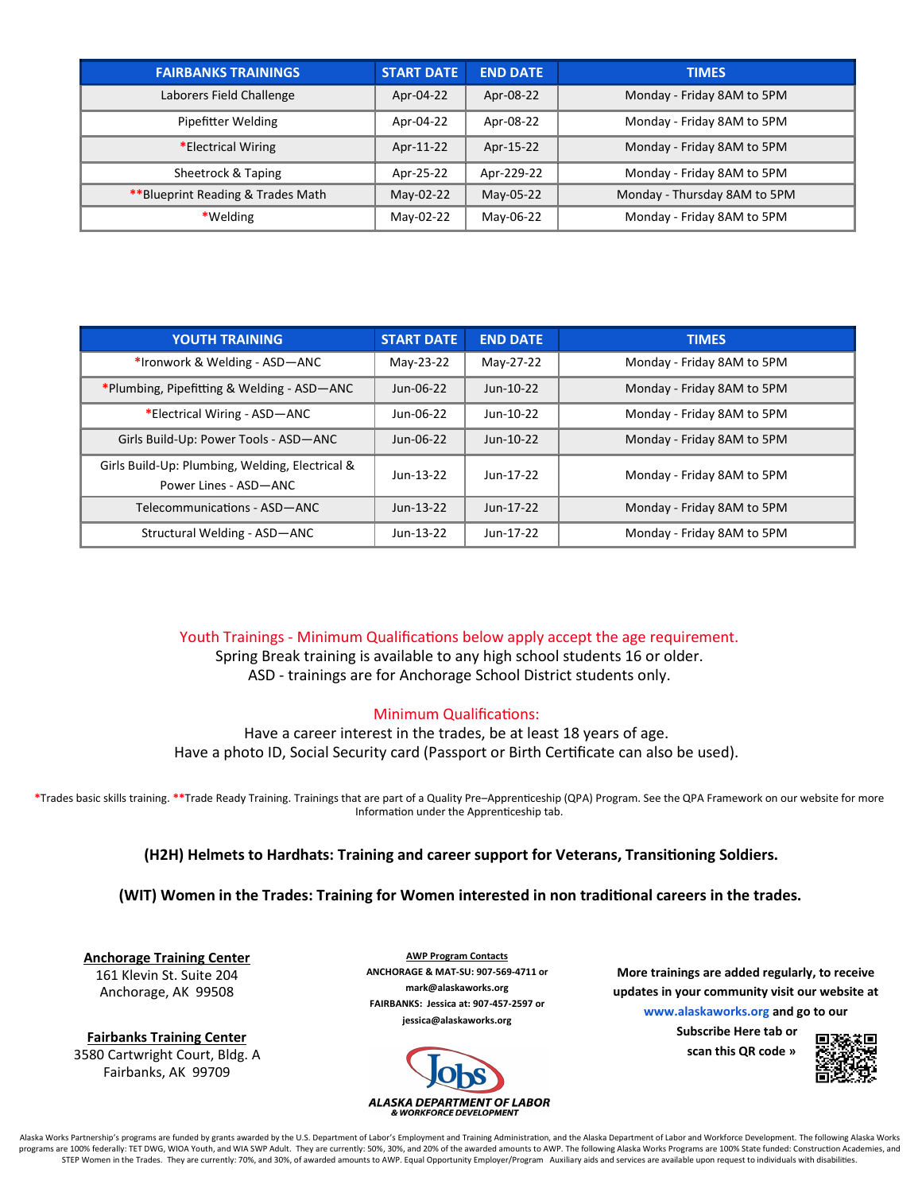| FAIRBANKS TRAININGS | START DATE | END DATE | TIMES |
|---|---|---|---|
| Laborers Field Challenge | Apr-04-22 | Apr-08-22 | Monday - Friday 8AM to 5PM |
| Pipefitter Welding | Apr-04-22 | Apr-08-22 | Monday - Friday 8AM to 5PM |
| *Electrical Wiring | Apr-11-22 | Apr-15-22 | Monday - Friday 8AM to 5PM |
| Sheetrock & Taping | Apr-25-22 | Apr-229-22 | Monday - Friday 8AM to 5PM |
| **Blueprint Reading & Trades Math | May-02-22 | May-05-22 | Monday - Thursday 8AM to 5PM |
| *Welding | May-02-22 | May-06-22 | Monday - Friday 8AM to 5PM |

| YOUTH TRAINING | START DATE | END DATE | TIMES |
|---|---|---|---|
| *Ironwork & Welding - ASD—ANC | May-23-22 | May-27-22 | Monday - Friday 8AM to 5PM |
| *Plumbing, Pipefitting & Welding - ASD—ANC | Jun-06-22 | Jun-10-22 | Monday - Friday 8AM to 5PM |
| *Electrical Wiring - ASD—ANC | Jun-06-22 | Jun-10-22 | Monday - Friday 8AM to 5PM |
| Girls Build-Up: Power Tools - ASD—ANC | Jun-06-22 | Jun-10-22 | Monday - Friday 8AM to 5PM |
| Girls Build-Up: Plumbing, Welding, Electrical & Power Lines - ASD—ANC | Jun-13-22 | Jun-17-22 | Monday - Friday 8AM to 5PM |
| Telecommunications - ASD—ANC | Jun-13-22 | Jun-17-22 | Monday - Friday 8AM to 5PM |
| Structural Welding - ASD—ANC | Jun-13-22 | Jun-17-22 | Monday - Friday 8AM to 5PM |

Youth Trainings - Minimum Qualifications below apply accept the age requirement.
Spring Break training is available to any high school students 16 or older.
ASD - trainings are for Anchorage School District students only.

Minimum Qualifications:
Have a career interest in the trades, be at least 18 years of age.
Have a photo ID, Social Security card (Passport or Birth Certificate can also be used).

*Trades basic skills training. **Trade Ready Training. Trainings that are part of a Quality Pre–Apprenticeship (QPA) Program. See the QPA Framework on our website for more Information under the Apprenticeship tab.

**(H2H) Helmets to Hardhats: Training and career support for Veterans, Transitioning Soldiers.**

**(WIT) Women in the Trades: Training for Women interested in non traditional careers in the trades.**

**Anchorage Training Center**
161 Klevin St. Suite 204
Anchorage, AK 99508

**Fairbanks Training Center**
3580 Cartwright Court, Bldg. A
Fairbanks, AK 99709

**AWP Program Contacts**
**ANCHORAGE & MAT-SU: 907-569-4711 or mark@alaskaworks.org**
**FAIRBANKS: Jessica at: 907-457-2597 or jessica@alaskaworks.org**

Jobs
ALASKA DEPARTMENT OF LABOR & WORKFORCE DEVELOPMENT

**More trainings are added regularly, to receive updates in your community visit our website at www.alaskaworks.org and go to our Subscribe Here tab or scan this QR code »**

Alaska Works Partnership's programs are funded by grants awarded by the U.S. Department of Labor's Employment and Training Administration, and the Alaska Department of Labor and Workforce Development. The following Alaska Works programs are 100% federally: TET DWG, WIOA Youth, and WIA SWP Adult. They are currently: 50%, 30%, and 20% of the awarded amounts to AWP. The following Alaska Works Programs are 100% State funded: Construction Academies, and STEP Women in the Trades. They are currently: 70%, and 30%, of awarded amounts to AWP. Equal Opportunity Employer/Program Auxiliary aids and services are available upon request to individuals with disabilities.